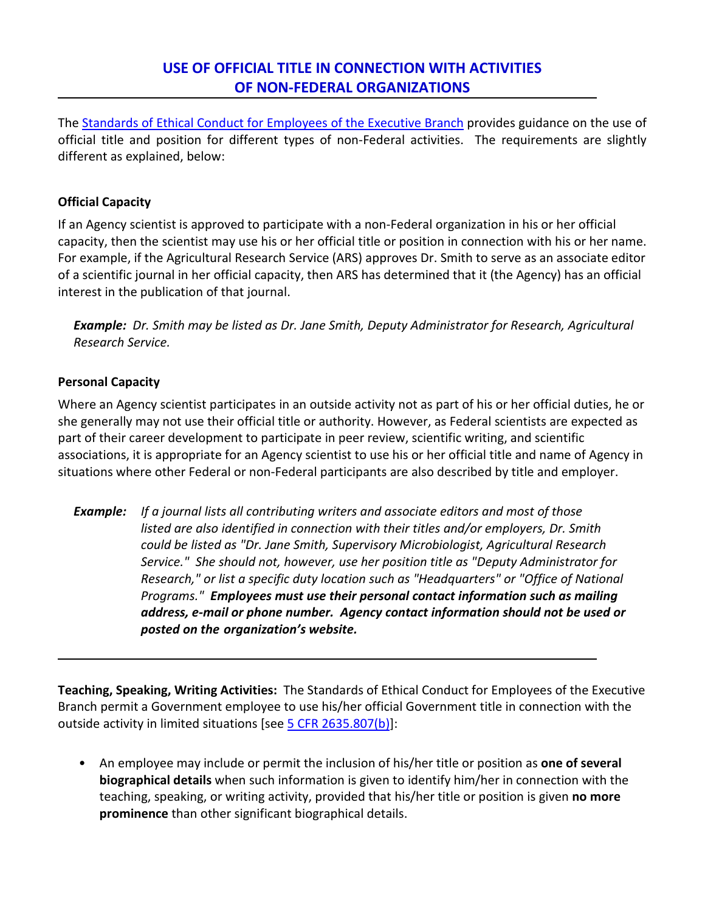# USE OF OFFICIAL TITLE IN CONNECTION WITH ACTIVITIES OF NON-FEDERAL ORGANIZATIONS

The [Standards of Ethical Conduct for Employees of the Executive Branch] provides guidance on the use of official title and position for different types of non-Federal activities. The requirements are slightly different as explained, below:

### Official Capacity

If an Agency scientist is approved to participate with a non-Federal organization in his or her official capacity, then the scientist may use his or her official title or position in connection with his or her name. For example, if the Agricultural Research Service (ARS) approves Dr. Smith to serve as an associate editor of a scientific journal in her official capacity, then ARS has determined that it (the Agency) has an official interest in the publication of that journal.

> ***Example:*** *Dr. Smith may be listed as Dr. Jane Smith, Deputy Administrator for Research, Agricultural Research Service.*

### Personal Capacity

Where an Agency scientist participates in an outside activity not as part of his or her official duties, he or she generally may not use their official title or authority. However, as Federal scientists are expected as part of their career development to participate in peer review, scientific writing, and scientific associations, it is appropriate for an Agency scientist to use his or her official title and name of Agency in situations where other Federal or non-Federal participants are also described by title and employer.

> ***Example:*** *If a journal lists all contributing writers and associate editors and most of those listed are also identified in connection with their titles and/or employers, Dr. Smith could be listed as "Dr. Jane Smith, Supervisory Microbiologist, Agricultural Research Service." She should not, however, use her position title as "Deputy Administrator for Research," or list a specific duty location such as "Headquarters" or "Office of National Programs."* ***Employees must use their personal contact information such as mailing address, e-mail or phone number. Agency contact information should not be used or posted on the organization's website.***

---

**Teaching, Speaking, Writing Activities:** The Standards of Ethical Conduct for Employees of the Executive Branch permit a Government employee to use his/her official Government title in connection with the outside activity in limited situations [see [5 CFR 2635.807(b)]]:

- An employee may include or permit the inclusion of his/her title or position as **one of several biographical details** when such information is given to identify him/her in connection with the teaching, speaking, or writing activity, provided that his/her title or position is given **no more prominence** than other significant biographical details.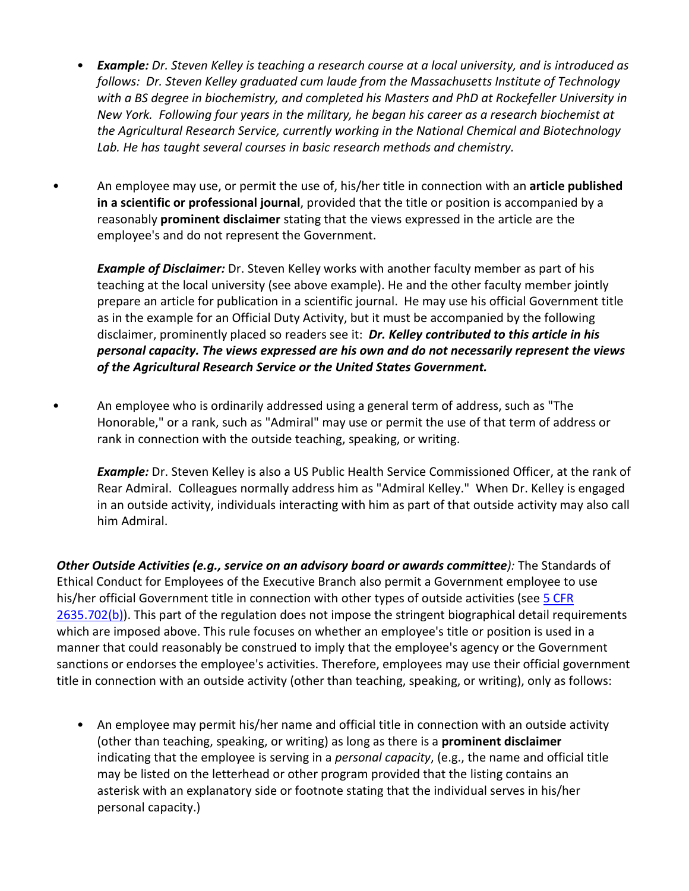- ***Example:*** *Dr. Steven Kelley is teaching a research course at a local university, and is introduced as follows: Dr. Steven Kelley graduated cum laude from the Massachusetts Institute of Technology with a BS degree in biochemistry, and completed his Masters and PhD at Rockefeller University in New York. Following four years in the military, he began his career as a research biochemist at the Agricultural Research Service, currently working in the National Chemical and Biotechnology Lab. He has taught several courses in basic research methods and chemistry.*

- An employee may use, or permit the use of, his/her title in connection with an **article published in a scientific or professional journal**, provided that the title or position is accompanied by a reasonably **prominent disclaimer** stating that the views expressed in the article are the employee's and do not represent the Government.

  ***Example of Disclaimer:*** Dr. Steven Kelley works with another faculty member as part of his teaching at the local university (see above example). He and the other faculty member jointly prepare an article for publication in a scientific journal. He may use his official Government title as in the example for an Official Duty Activity, but it must be accompanied by the following disclaimer, prominently placed so readers see it: ***Dr. Kelley contributed to this article in his personal capacity. The views expressed are his own and do not necessarily represent the views of the Agricultural Research Service or the United States Government.***

- An employee who is ordinarily addressed using a general term of address, such as "The Honorable," or a rank, such as "Admiral" may use or permit the use of that term of address or rank in connection with the outside teaching, speaking, or writing.

  ***Example:*** Dr. Steven Kelley is also a US Public Health Service Commissioned Officer, at the rank of Rear Admiral. Colleagues normally address him as "Admiral Kelley." When Dr. Kelley is engaged in an outside activity, individuals interacting with him as part of that outside activity may also call him Admiral.

***Other Outside Activities (e.g., service on an advisory board or awards committee****):* The Standards of Ethical Conduct for Employees of the Executive Branch also permit a Government employee to use his/her official Government title in connection with other types of outside activities (see 5 CFR 2635.702(b)). This part of the regulation does not impose the stringent biographical detail requirements which are imposed above. This rule focuses on whether an employee's title or position is used in a manner that could reasonably be construed to imply that the employee's agency or the Government sanctions or endorses the employee's activities. Therefore, employees may use their official government title in connection with an outside activity (other than teaching, speaking, or writing), only as follows:

- An employee may permit his/her name and official title in connection with an outside activity (other than teaching, speaking, or writing) as long as there is a **prominent disclaimer** indicating that the employee is serving in a *personal capacity*, (e.g., the name and official title may be listed on the letterhead or other program provided that the listing contains an asterisk with an explanatory side or footnote stating that the individual serves in his/her personal capacity.)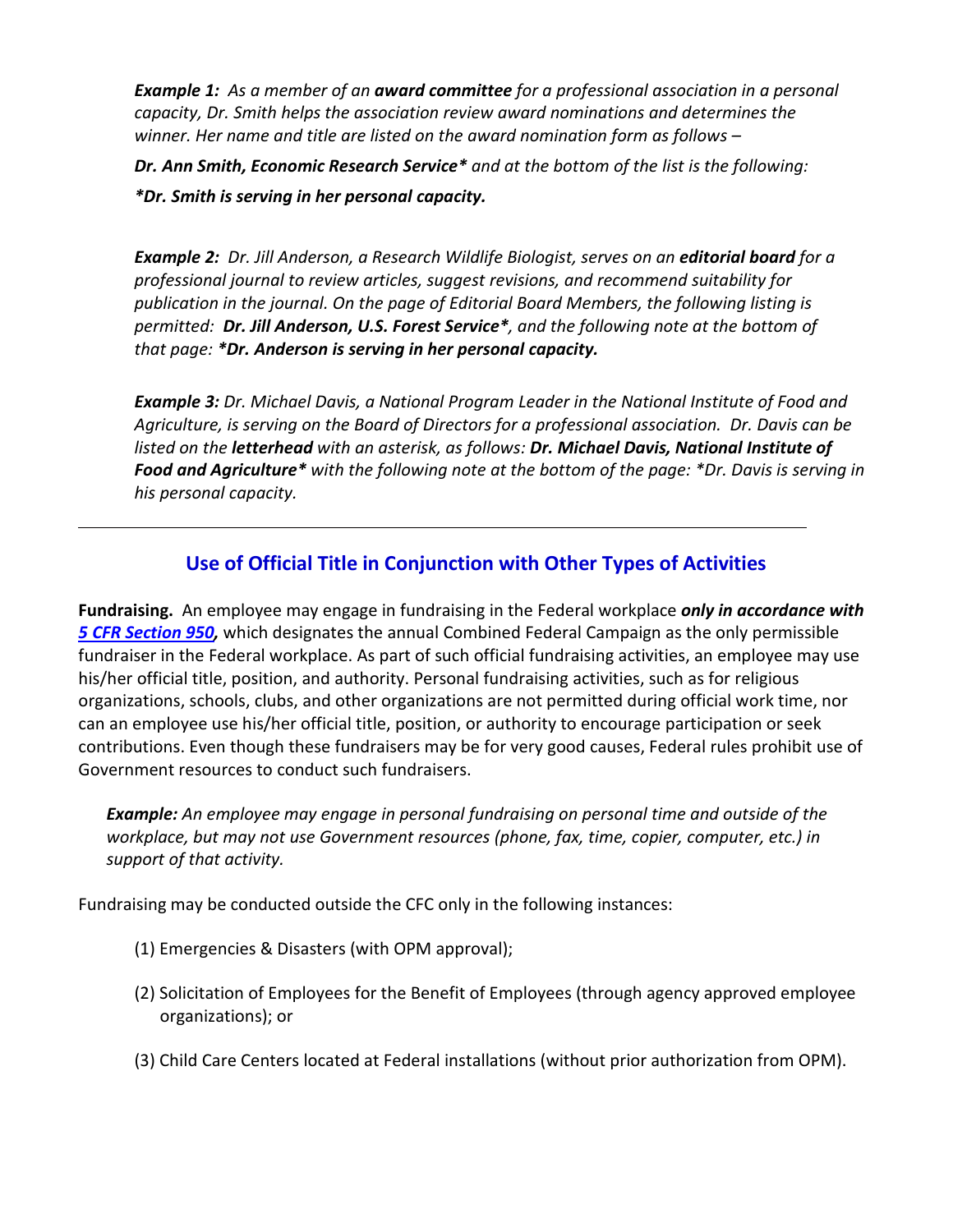***Example 1:*** *As a member of an **award committee** for a professional association in a personal capacity, Dr. Smith helps the association review award nominations and determines the winner. Her name and title are listed on the award nomination form as follows –*

***Dr. Ann Smith, Economic Research Service**** *and at the bottom of the list is the following:*

****Dr. Smith is serving in her personal capacity.***

***Example 2:*** *Dr. Jill Anderson, a Research Wildlife Biologist, serves on an **editorial board** for a professional journal to review articles, suggest revisions, and recommend suitability for publication in the journal. On the page of Editorial Board Members, the following listing is permitted:* ***Dr. Jill Anderson, U.S. Forest Service****, *and the following note at the bottom of that page:* ****Dr. Anderson is serving in her personal capacity.***

***Example 3:*** *Dr. Michael Davis, a National Program Leader in the National Institute of Food and Agriculture, is serving on the Board of Directors for a professional association. Dr. Davis can be listed on the **letterhead** with an asterisk, as follows:* ***Dr. Michael Davis, National Institute of Food and Agriculture**** *with the following note at the bottom of the page: *Dr. Davis is serving in his personal capacity.*

---

## Use of Official Title in Conjunction with Other Types of Activities

**Fundraising.** An employee may engage in fundraising in the Federal workplace ***only in accordance with [5 CFR Section 950](),*** which designates the annual Combined Federal Campaign as the only permissible fundraiser in the Federal workplace. As part of such official fundraising activities, an employee may use his/her official title, position, and authority. Personal fundraising activities, such as for religious organizations, schools, clubs, and other organizations are not permitted during official work time, nor can an employee use his/her official title, position, or authority to encourage participation or seek contributions. Even though these fundraisers may be for very good causes, Federal rules prohibit use of Government resources to conduct such fundraisers.

***Example:*** *An employee may engage in personal fundraising on personal time and outside of the workplace, but may not use Government resources (phone, fax, time, copier, computer, etc.) in support of that activity.*

Fundraising may be conducted outside the CFC only in the following instances:

(1) Emergencies & Disasters (with OPM approval);

(2) Solicitation of Employees for the Benefit of Employees (through agency approved employee organizations); or

(3) Child Care Centers located at Federal installations (without prior authorization from OPM).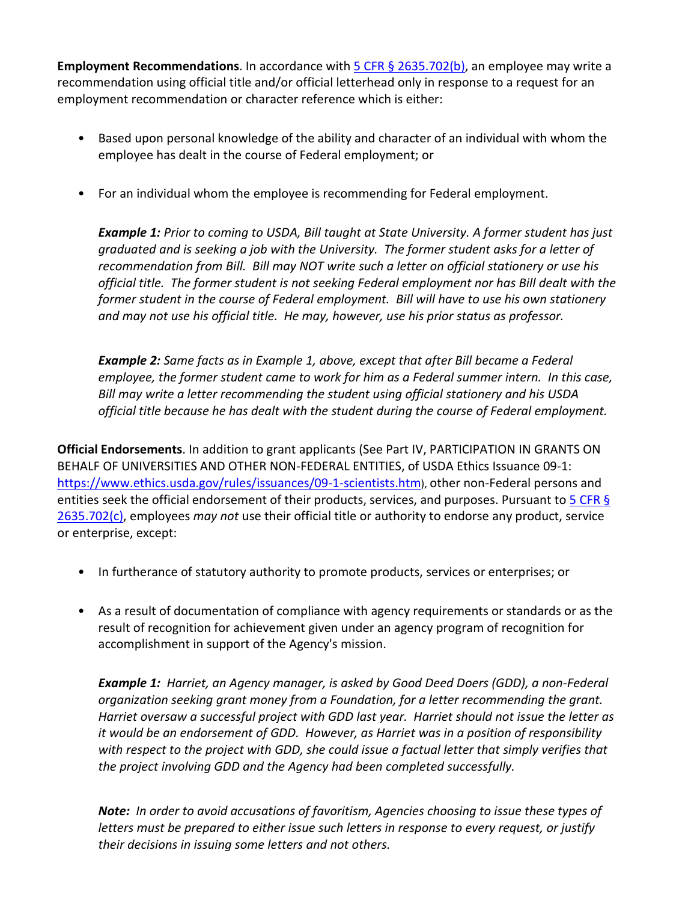**Employment Recommendations**. In accordance with [5 CFR § 2635.702(b)](), an employee may write a recommendation using official title and/or official letterhead only in response to a request for an employment recommendation or character reference which is either:

- Based upon personal knowledge of the ability and character of an individual with whom the employee has dealt in the course of Federal employment; or
- For an individual whom the employee is recommending for Federal employment.

*__Example 1:__ Prior to coming to USDA, Bill taught at State University. A former student has just graduated and is seeking a job with the University. The former student asks for a letter of recommendation from Bill. Bill may NOT write such a letter on official stationery or use his official title. The former student is not seeking Federal employment nor has Bill dealt with the former student in the course of Federal employment. Bill will have to use his own stationery and may not use his official title. He may, however, use his prior status as professor.*

*__Example 2:__ Same facts as in Example 1, above, except that after Bill became a Federal employee, the former student came to work for him as a Federal summer intern. In this case, Bill may write a letter recommending the student using official stationery and his USDA official title because he has dealt with the student during the course of Federal employment.*

**Official Endorsements**. In addition to grant applicants (See Part IV, PARTICIPATION IN GRANTS ON BEHALF OF UNIVERSITIES AND OTHER NON-FEDERAL ENTITIES, of USDA Ethics Issuance 09-1: [https://www.ethics.usda.gov/rules/issuances/09-1-scientists.htm](https://www.ethics.usda.gov/rules/issuances/09-1-scientists.htm)), other non-Federal persons and entities seek the official endorsement of their products, services, and purposes. Pursuant to [5 CFR § 2635.702(c)](), employees *may not* use their official title or authority to endorse any product, service or enterprise, except:

- In furtherance of statutory authority to promote products, services or enterprises; or
- As a result of documentation of compliance with agency requirements or standards or as the result of recognition for achievement given under an agency program of recognition for accomplishment in support of the Agency's mission.

*__Example 1:__ Harriet, an Agency manager, is asked by Good Deed Doers (GDD), a non-Federal organization seeking grant money from a Foundation, for a letter recommending the grant. Harriet oversaw a successful project with GDD last year. Harriet should not issue the letter as it would be an endorsement of GDD. However, as Harriet was in a position of responsibility with respect to the project with GDD, she could issue a factual letter that simply verifies that the project involving GDD and the Agency had been completed successfully.*

*__Note:__ In order to avoid accusations of favoritism, Agencies choosing to issue these types of letters must be prepared to either issue such letters in response to every request, or justify their decisions in issuing some letters and not others.*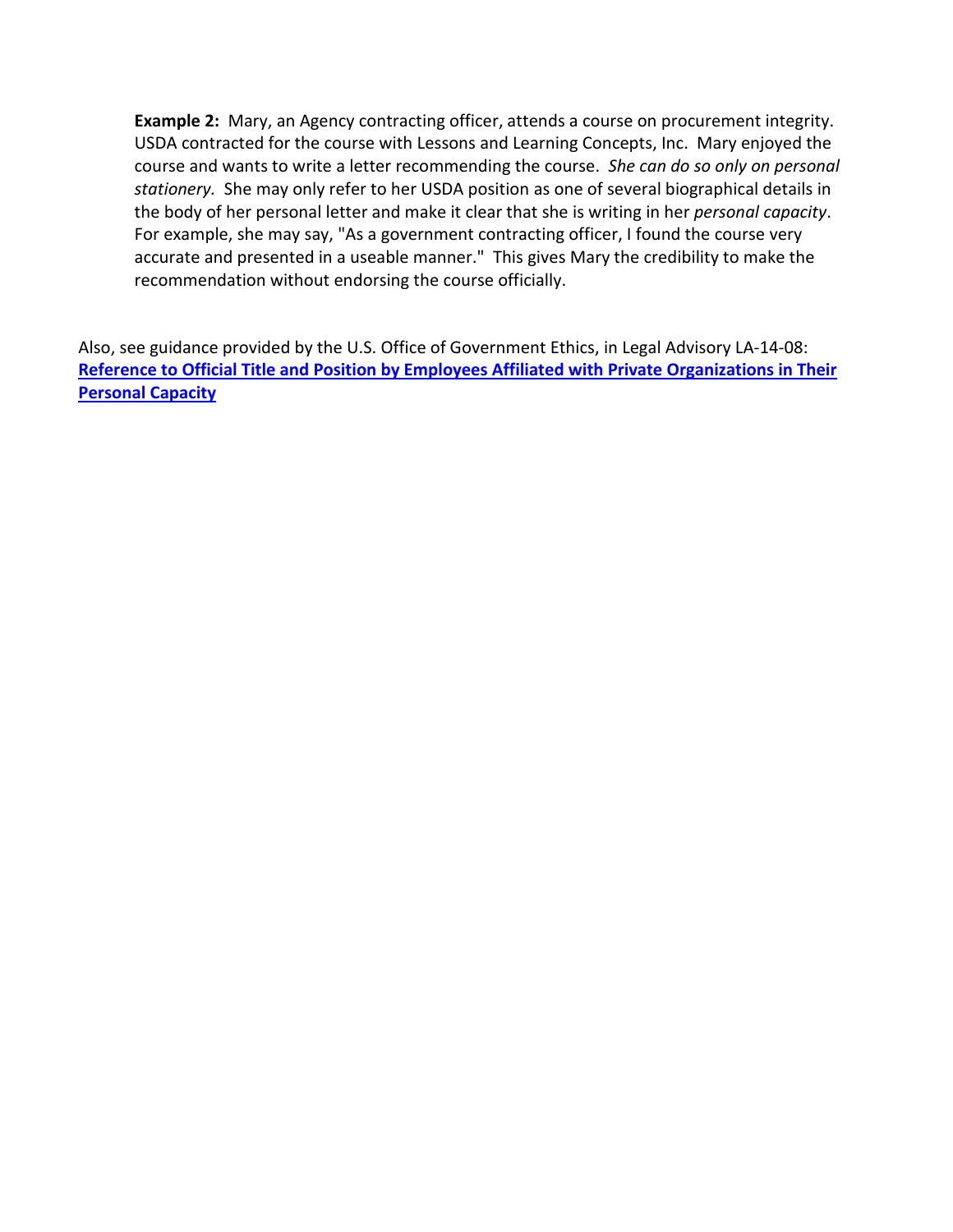**Example 2:** Mary, an Agency contracting officer, attends a course on procurement integrity. USDA contracted for the course with Lessons and Learning Concepts, Inc. Mary enjoyed the course and wants to write a letter recommending the course. *She can do so only on personal stationery.* She may only refer to her USDA position as one of several biographical details in the body of her personal letter and make it clear that she is writing in her *personal capacity*. For example, she may say, "As a government contracting officer, I found the course very accurate and presented in a useable manner." This gives Mary the credibility to make the recommendation without endorsing the course officially.

Also, see guidance provided by the U.S. Office of Government Ethics, in Legal Advisory LA-14-08: **Reference to Official Title and Position by Employees Affiliated with Private Organizations in Their Personal Capacity**